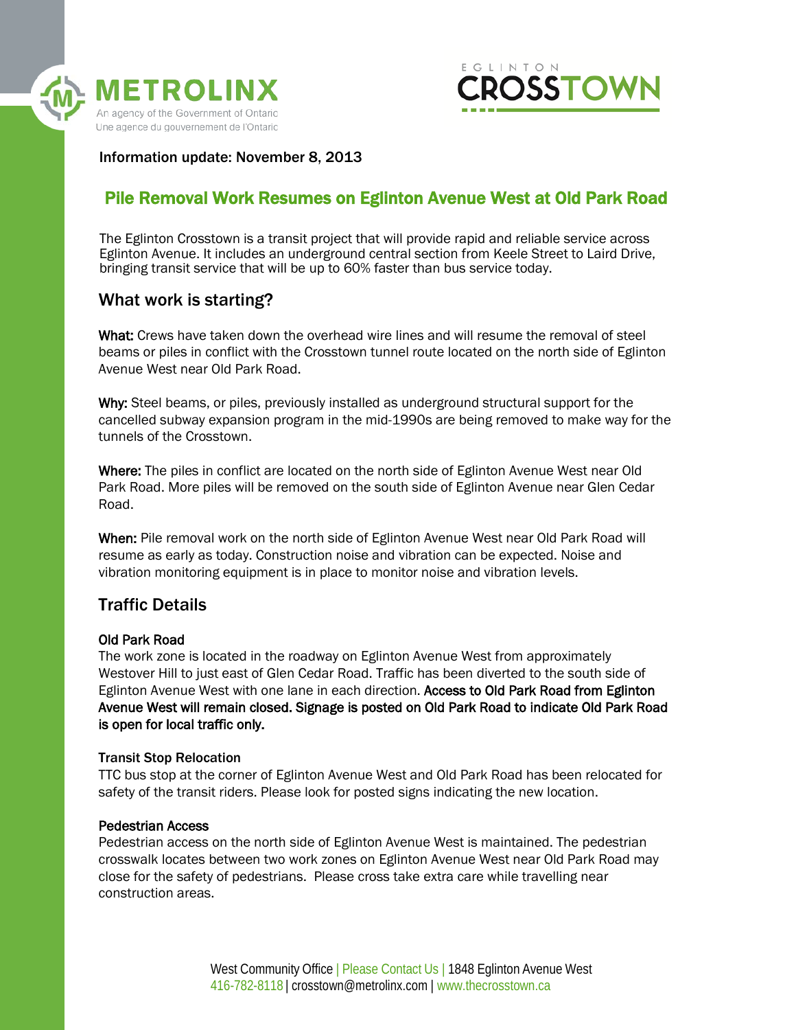METROLINX
An agency of the Government of Ontario
Une agence du gouvernement de l'Ontario

EGLINTON CROSSTOWN

Information update: November 8, 2013

# Pile Removal Work Resumes on Eglinton Avenue West at Old Park Road

The Eglinton Crosstown is a transit project that will provide rapid and reliable service across Eglinton Avenue. It includes an underground central section from Keele Street to Laird Drive, bringing transit service that will be up to 60% faster than bus service today.

## What work is starting?

**What:** Crews have taken down the overhead wire lines and will resume the removal of steel beams or piles in conflict with the Crosstown tunnel route located on the north side of Eglinton Avenue West near Old Park Road.

**Why:** Steel beams, or piles, previously installed as underground structural support for the cancelled subway expansion program in the mid-1990s are being removed to make way for the tunnels of the Crosstown.

**Where:** The piles in conflict are located on the north side of Eglinton Avenue West near Old Park Road. More piles will be removed on the south side of Eglinton Avenue near Glen Cedar Road.

**When:** Pile removal work on the north side of Eglinton Avenue West near Old Park Road will resume as early as today. Construction noise and vibration can be expected. Noise and vibration monitoring equipment is in place to monitor noise and vibration levels.

## Traffic Details

### Old Park Road

The work zone is located in the roadway on Eglinton Avenue West from approximately Westover Hill to just east of Glen Cedar Road. Traffic has been diverted to the south side of Eglinton Avenue West with one lane in each direction. **Access to Old Park Road from Eglinton Avenue West will remain closed. Signage is posted on Old Park Road to indicate Old Park Road is open for local traffic only.**

### Transit Stop Relocation

TTC bus stop at the corner of Eglinton Avenue West and Old Park Road has been relocated for safety of the transit riders. Please look for posted signs indicating the new location.

### Pedestrian Access

Pedestrian access on the north side of Eglinton Avenue West is maintained. The pedestrian crosswalk locates between two work zones on Eglinton Avenue West near Old Park Road may close for the safety of pedestrians. Please cross take extra care while travelling near construction areas.

West Community Office | Please Contact Us | 1848 Eglinton Avenue West
416-782-8118 | crosstown@metrolinx.com | www.thecrosstown.ca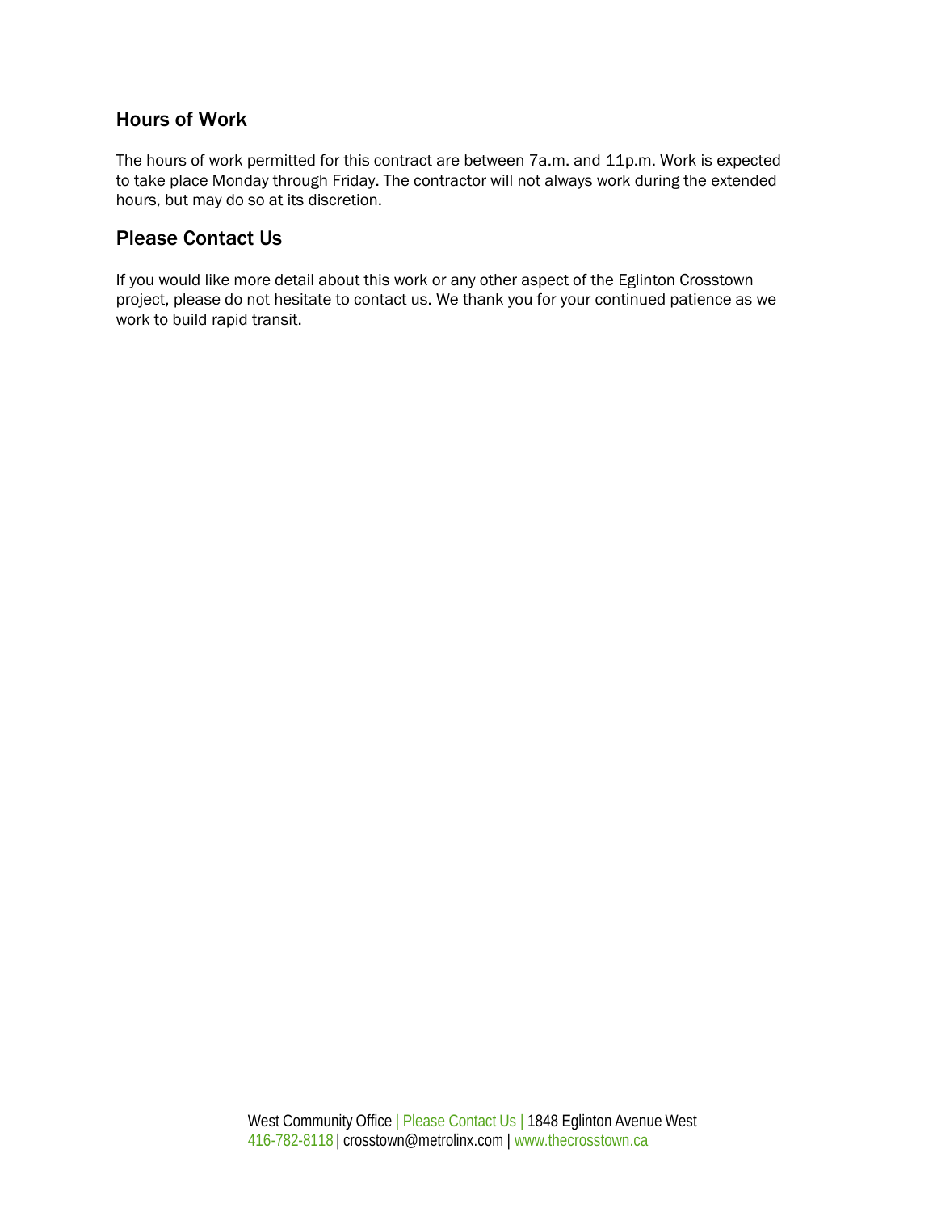## Hours of Work

The hours of work permitted for this contract are between 7a.m. and 11p.m. Work is expected to take place Monday through Friday. The contractor will not always work during the extended hours, but may do so at its discretion.

## Please Contact Us

If you would like more detail about this work or any other aspect of the Eglinton Crosstown project, please do not hesitate to contact us. We thank you for your continued patience as we work to build rapid transit.

West Community Office | Please Contact Us | 1848 Eglinton Avenue West
416-782-8118 | crosstown@metrolinx.com | www.thecrosstown.ca